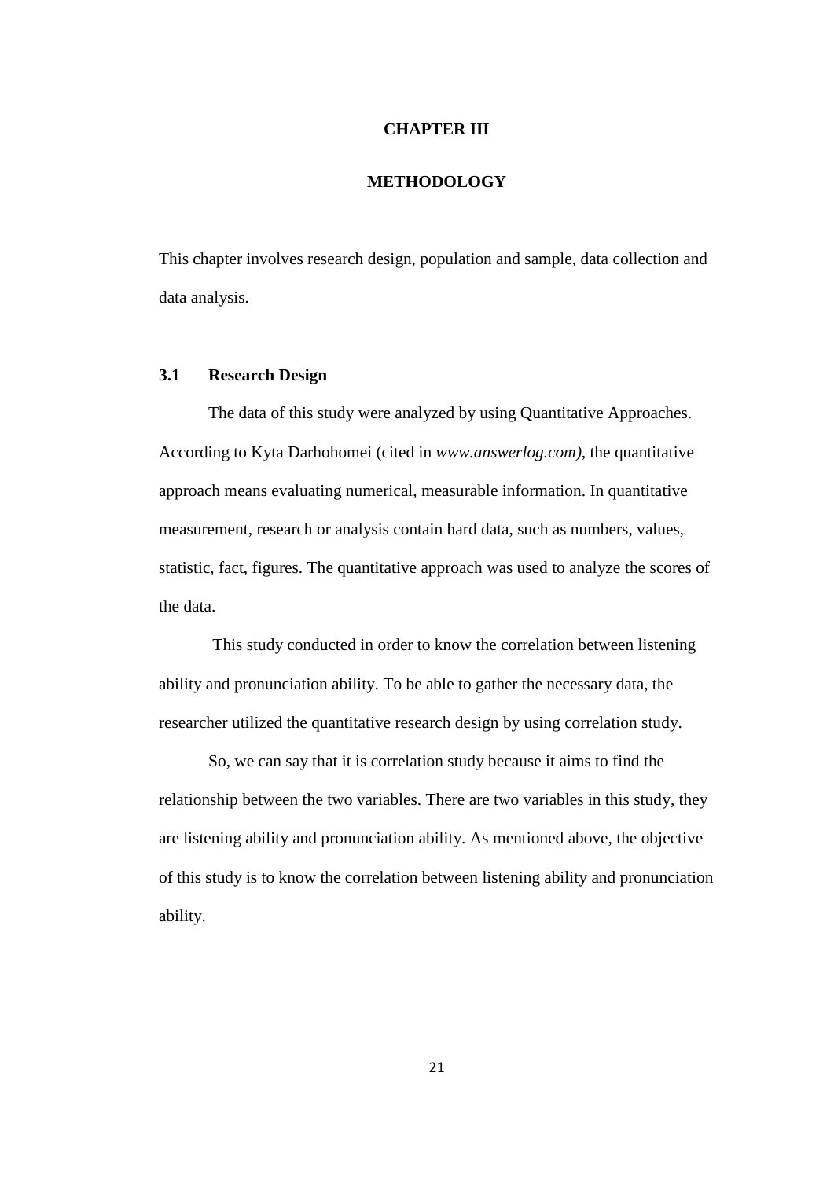# CHAPTER III

# METHODOLOGY

This chapter involves research design, population and sample, data collection and data analysis.

## 3.1 Research Design

The data of this study were analyzed by using Quantitative Approaches. According to Kyta Darhohomei (cited in *www.answerlog.com),* the quantitative approach means evaluating numerical, measurable information. In quantitative measurement, research or analysis contain hard data, such as numbers, values, statistic, fact, figures. The quantitative approach was used to analyze the scores of the data.

This study conducted in order to know the correlation between listening ability and pronunciation ability. To be able to gather the necessary data, the researcher utilized the quantitative research design by using correlation study.

So, we can say that it is correlation study because it aims to find the relationship between the two variables. There are two variables in this study, they are listening ability and pronunciation ability. As mentioned above, the objective of this study is to know the correlation between listening ability and pronunciation ability.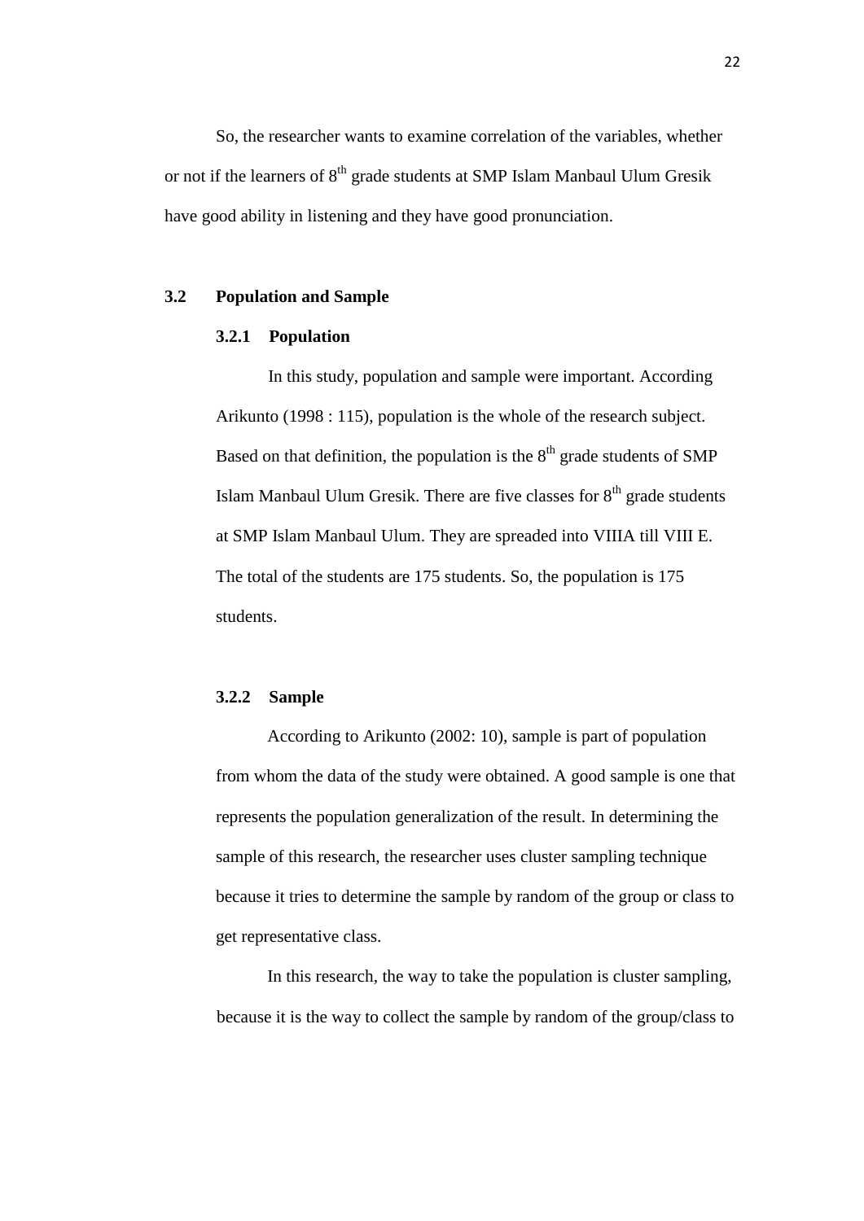So, the researcher wants to examine correlation of the variables, whether or not if the learners of 8th grade students at SMP Islam Manbaul Ulum Gresik have good ability in listening and they have good pronunciation.

## 3.2 Population and Sample

### 3.2.1 Population

In this study, population and sample were important. According Arikunto (1998 : 115), population is the whole of the research subject. Based on that definition, the population is the 8th grade students of SMP Islam Manbaul Ulum Gresik. There are five classes for 8th grade students at SMP Islam Manbaul Ulum. They are spreaded into VIIIA till VIII E. The total of the students are 175 students. So, the population is 175 students.

### 3.2.2 Sample

According to Arikunto (2002: 10), sample is part of population from whom the data of the study were obtained. A good sample is one that represents the population generalization of the result. In determining the sample of this research, the researcher uses cluster sampling technique because it tries to determine the sample by random of the group or class to get representative class.

In this research, the way to take the population is cluster sampling, because it is the way to collect the sample by random of the group/class to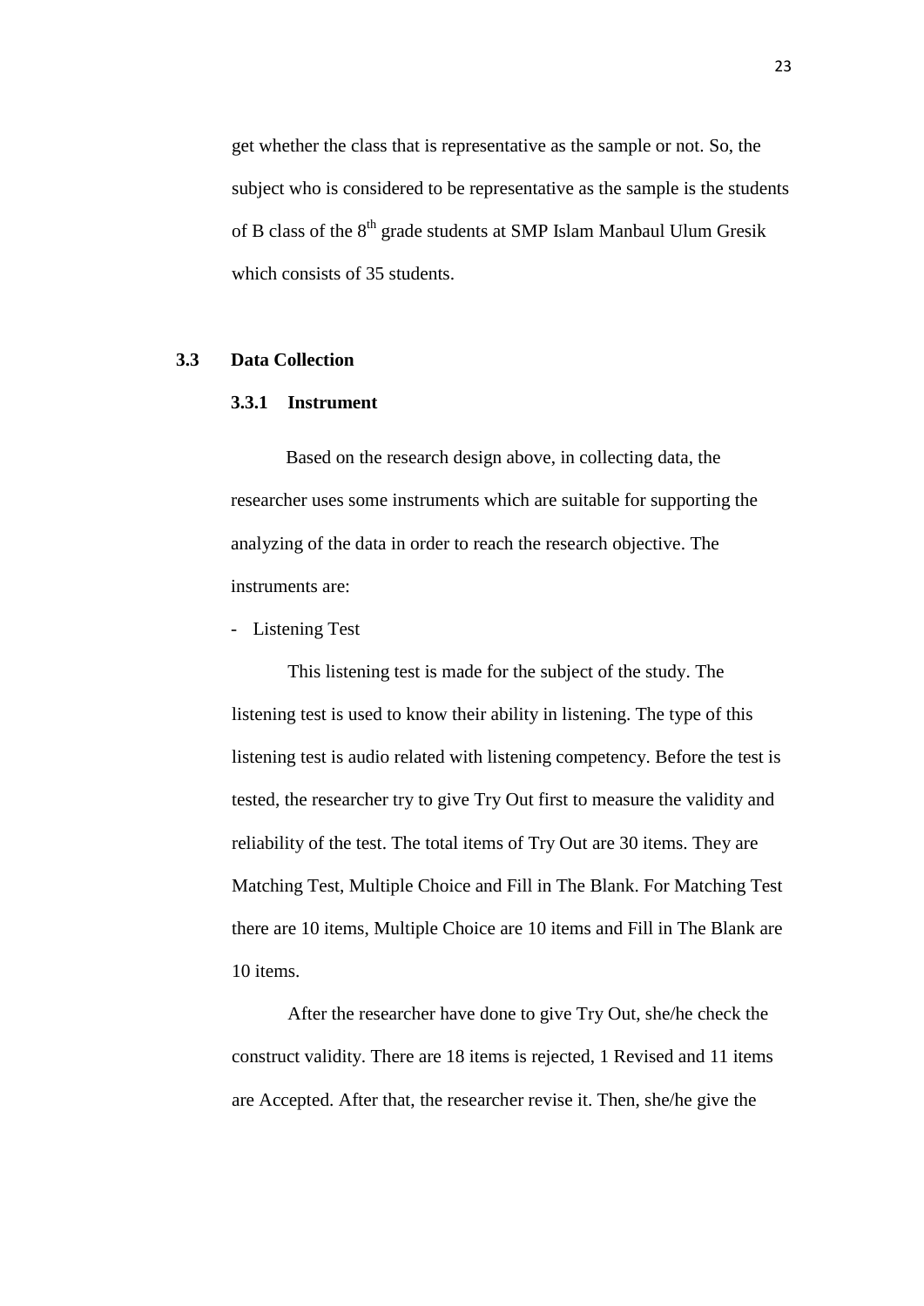get whether the class that is representative as the sample or not. So, the subject who is considered to be representative as the sample is the students of B class of the 8th grade students at SMP Islam Manbaul Ulum Gresik which consists of 35 students.

## 3.3 Data Collection

### 3.3.1 Instrument

Based on the research design above, in collecting data, the researcher uses some instruments which are suitable for supporting the analyzing of the data in order to reach the research objective. The instruments are:

- Listening Test

This listening test is made for the subject of the study. The listening test is used to know their ability in listening. The type of this listening test is audio related with listening competency. Before the test is tested, the researcher try to give Try Out first to measure the validity and reliability of the test. The total items of Try Out are 30 items. They are Matching Test, Multiple Choice and Fill in The Blank. For Matching Test there are 10 items, Multiple Choice are 10 items and Fill in The Blank are 10 items.

After the researcher have done to give Try Out, she/he check the construct validity. There are 18 items is rejected, 1 Revised and 11 items are Accepted. After that, the researcher revise it. Then, she/he give the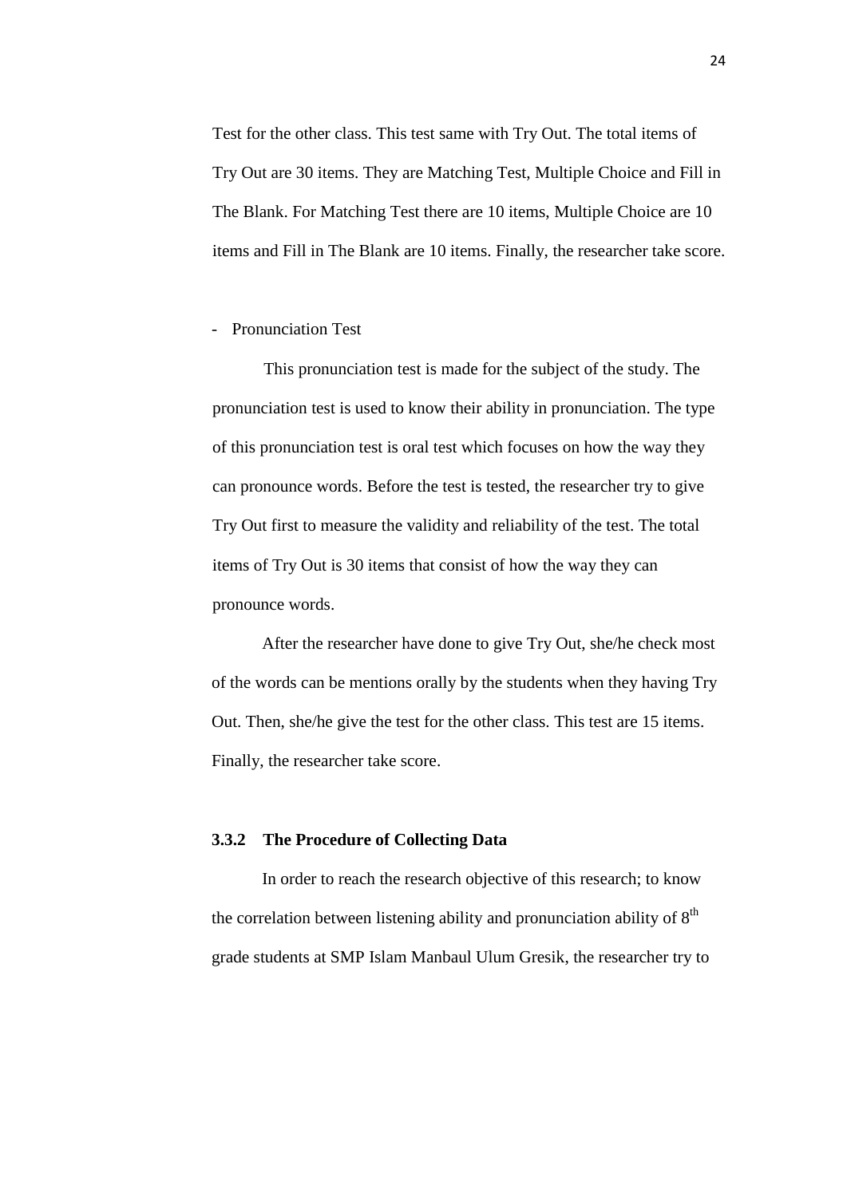Test for the other class. This test same with Try Out. The total items of Try Out are 30 items. They are Matching Test, Multiple Choice and Fill in The Blank. For Matching Test there are 10 items, Multiple Choice are 10 items and Fill in The Blank are 10 items. Finally, the researcher take score.

- Pronunciation Test

This pronunciation test is made for the subject of the study. The pronunciation test is used to know their ability in pronunciation. The type of this pronunciation test is oral test which focuses on how the way they can pronounce words. Before the test is tested, the researcher try to give Try Out first to measure the validity and reliability of the test. The total items of Try Out is 30 items that consist of how the way they can pronounce words.

After the researcher have done to give Try Out, she/he check most of the words can be mentions orally by the students when they having Try Out. Then, she/he give the test for the other class. This test are 15 items. Finally, the researcher take score.

### 3.3.2 The Procedure of Collecting Data

In order to reach the research objective of this research; to know the correlation between listening ability and pronunciation ability of 8th grade students at SMP Islam Manbaul Ulum Gresik, the researcher try to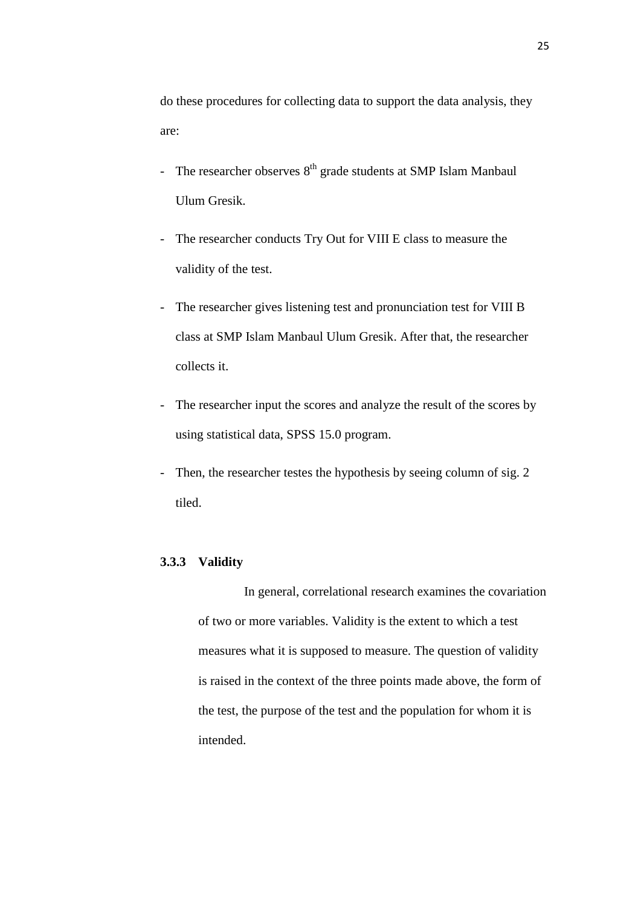do these procedures for collecting data to support the data analysis, they are:

- The researcher observes $8^{th}$ grade students at SMP Islam Manbaul Ulum Gresik.
- The researcher conducts Try Out for VIII E class to measure the validity of the test.
- The researcher gives listening test and pronunciation test for VIII B class at SMP Islam Manbaul Ulum Gresik. After that, the researcher collects it.
- The researcher input the scores and analyze the result of the scores by using statistical data, SPSS 15.0 program.
- Then, the researcher testes the hypothesis by seeing column of sig. 2 tiled.

### 3.3.3 Validity

In general, correlational research examines the covariation of two or more variables. Validity is the extent to which a test measures what it is supposed to measure. The question of validity is raised in the context of the three points made above, the form of the test, the purpose of the test and the population for whom it is intended.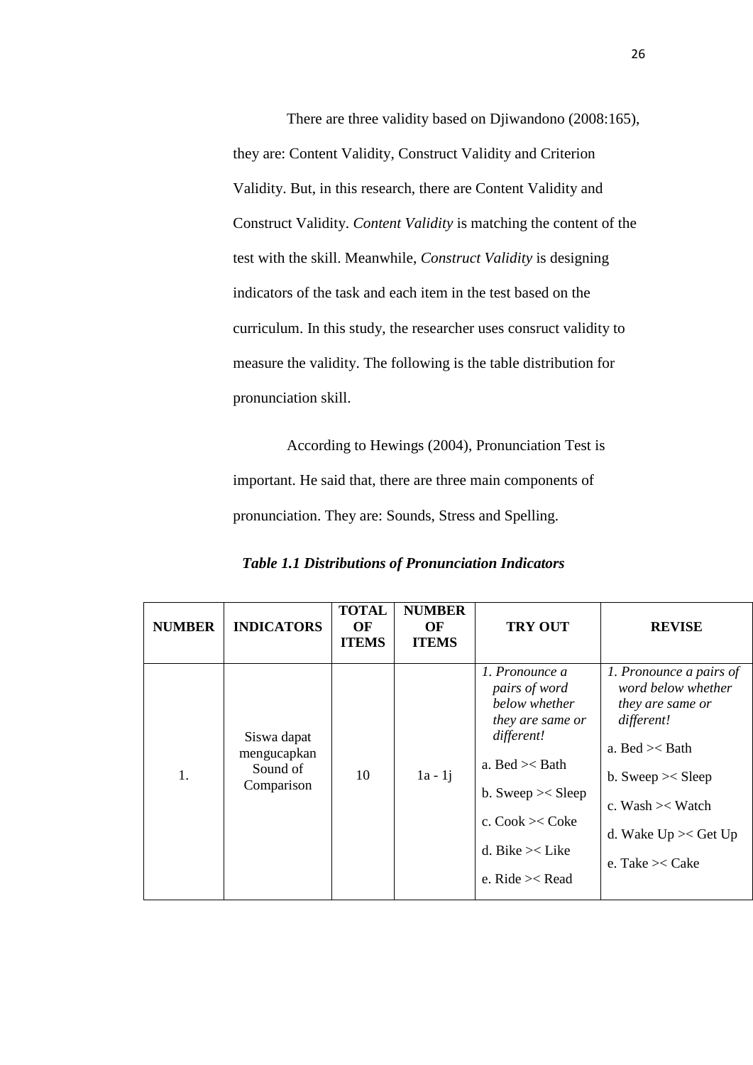There are three validity based on Djiwandono (2008:165), they are: Content Validity, Construct Validity and Criterion Validity. But, in this research, there are Content Validity and Construct Validity. *Content Validity* is matching the content of the test with the skill. Meanwhile, *Construct Validity* is designing indicators of the task and each item in the test based on the curriculum. In this study, the researcher uses consruct validity to measure the validity. The following is the table distribution for pronunciation skill.

According to Hewings (2004), Pronunciation Test is important. He said that, there are three main components of pronunciation. They are: Sounds, Stress and Spelling.

***Table 1.1 Distributions of Pronunciation Indicators***

| NUMBER | INDICATORS | TOTAL OF ITEMS | NUMBER OF ITEMS | TRY OUT | REVISE |
|---|---|---|---|---|---|
| 1. | Siswa dapat mengucapkan Sound of Comparison | 10 | 1a - 1j | *1. Pronounce a pairs of word below whether they are same or different!*<br>a. Bed >< Bath<br>b. Sweep >< Sleep<br>c. Cook >< Coke<br>d. Bike >< Like<br>e. Ride >< Read | *1. Pronounce a pairs of word below whether they are same or different!*<br>a. Bed >< Bath<br>b. Sweep >< Sleep<br>c. Wash >< Watch<br>d. Wake Up >< Get Up<br>e. Take >< Cake |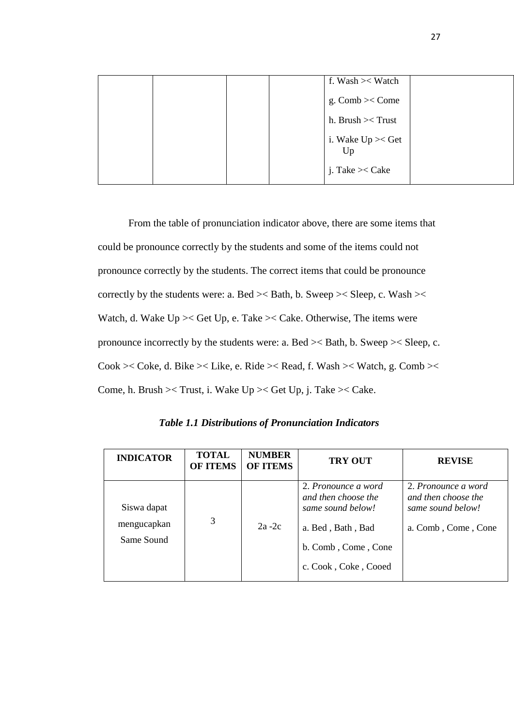| | | | | f. Wash >< Watch<br>g. Comb >< Come<br>h. Brush >< Trust<br>i. Wake Up >< Get Up<br>j. Take >< Cake | |
|---|---|---|---|---|---|

From the table of pronunciation indicator above, there are some items that could be pronounce correctly by the students and some of the items could not pronounce correctly by the students. The correct items that could be pronounce correctly by the students were: a. Bed >< Bath, b. Sweep >< Sleep, c. Wash >< Watch, d. Wake Up >< Get Up, e. Take >< Cake. Otherwise, The items were pronounce incorrectly by the students were: a. Bed >< Bath, b. Sweep >< Sleep, c. Cook >< Coke, d. Bike >< Like, e. Ride >< Read, f. Wash >< Watch, g. Comb >< Come, h. Brush >< Trust, i. Wake Up >< Get Up, j. Take >< Cake.

***Table 1.1 Distributions of Pronunciation Indicators***

| INDICATOR | TOTAL OF ITEMS | NUMBER OF ITEMS | TRY OUT | REVISE |
|---|---|---|---|---|
| Siswa dapat mengucapkan Same Sound | 3 | 2a -2c | 2. *Pronounce a word and then choose the same sound below!*<br>a. Bed , Bath , Bad<br>b. Comb , Come , Cone<br>c. Cook , Coke , Cooed | 2. *Pronounce a word and then choose the same sound below!*<br>a. Comb , Come , Cone |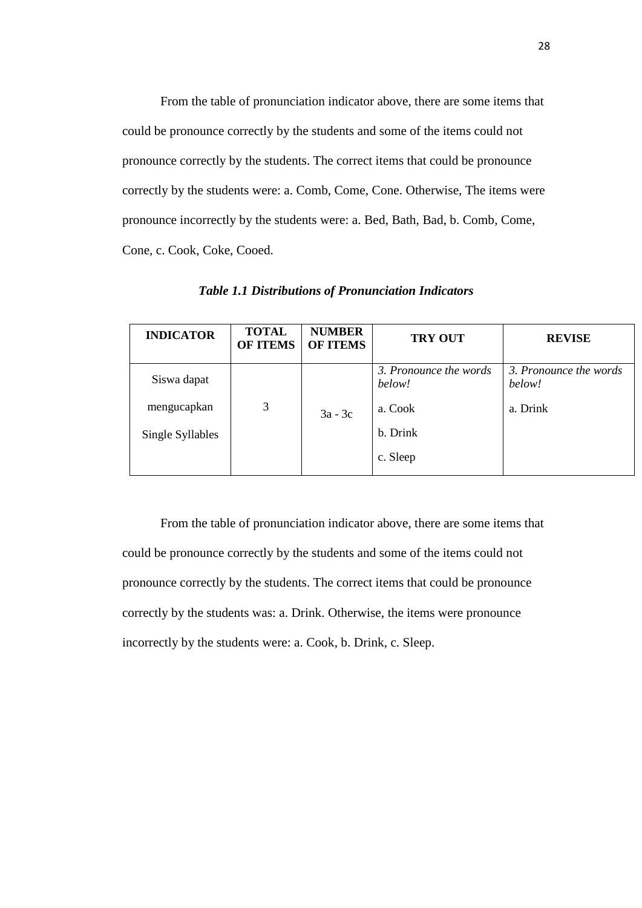From the table of pronunciation indicator above, there are some items that could be pronounce correctly by the students and some of the items could not pronounce correctly by the students. The correct items that could be pronounce correctly by the students were: a. Comb, Come, Cone. Otherwise, The items were pronounce incorrectly by the students were: a. Bed, Bath, Bad, b. Comb, Come, Cone, c. Cook, Coke, Cooed.

***Table 1.1 Distributions of Pronunciation Indicators***

| INDICATOR | TOTAL OF ITEMS | NUMBER OF ITEMS | TRY OUT | REVISE |
|---|---|---|---|---|
| Siswa dapat mengucapkan Single Syllables | 3 | 3a - 3c | *3. Pronounce the words below!*<br>a. Cook<br>b. Drink<br>c. Sleep | *3. Pronounce the words below!*<br>a. Drink |

From the table of pronunciation indicator above, there are some items that could be pronounce correctly by the students and some of the items could not pronounce correctly by the students. The correct items that could be pronounce correctly by the students was: a. Drink. Otherwise, the items were pronounce incorrectly by the students were: a. Cook, b. Drink, c. Sleep.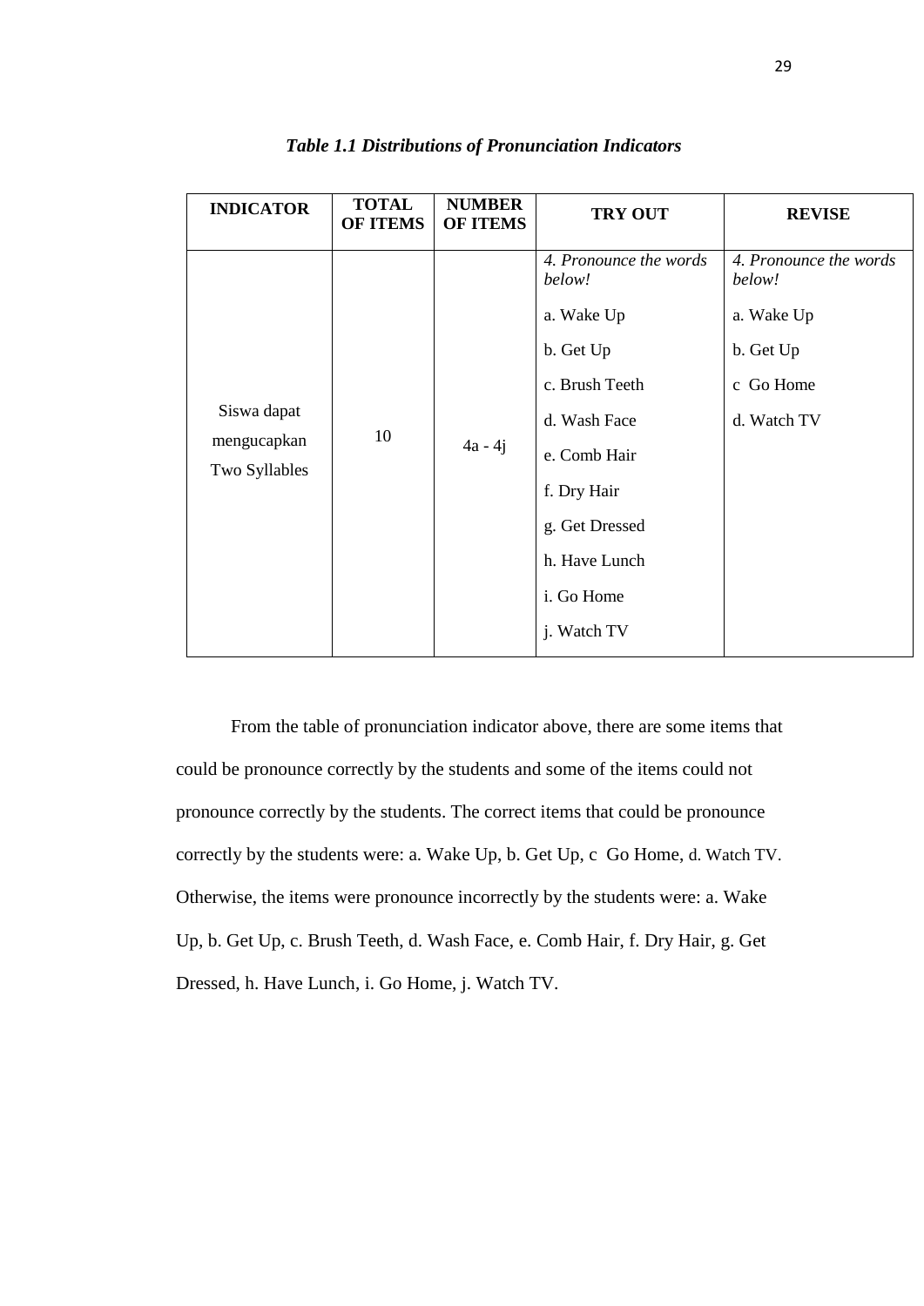***Table 1.1 Distributions of Pronunciation Indicators***

| INDICATOR | TOTAL OF ITEMS | NUMBER OF ITEMS | TRY OUT | REVISE |
|---|---|---|---|---|
| Siswa dapat mengucapkan Two Syllables | 10 | 4a - 4j | *4. Pronounce the words below!*<br>a. Wake Up<br>b. Get Up<br>c. Brush Teeth<br>d. Wash Face<br>e. Comb Hair<br>f. Dry Hair<br>g. Get Dressed<br>h. Have Lunch<br>i. Go Home<br>j. Watch TV | *4. Pronounce the words below!*<br>a. Wake Up<br>b. Get Up<br>c Go Home<br>d. Watch TV |

From the table of pronunciation indicator above, there are some items that could be pronounce correctly by the students and some of the items could not pronounce correctly by the students. The correct items that could be pronounce correctly by the students were: a. Wake Up, b. Get Up, c Go Home, d. Watch TV. Otherwise, the items were pronounce incorrectly by the students were: a. Wake Up, b. Get Up, c. Brush Teeth, d. Wash Face, e. Comb Hair, f. Dry Hair, g. Get Dressed, h. Have Lunch, i. Go Home, j. Watch TV.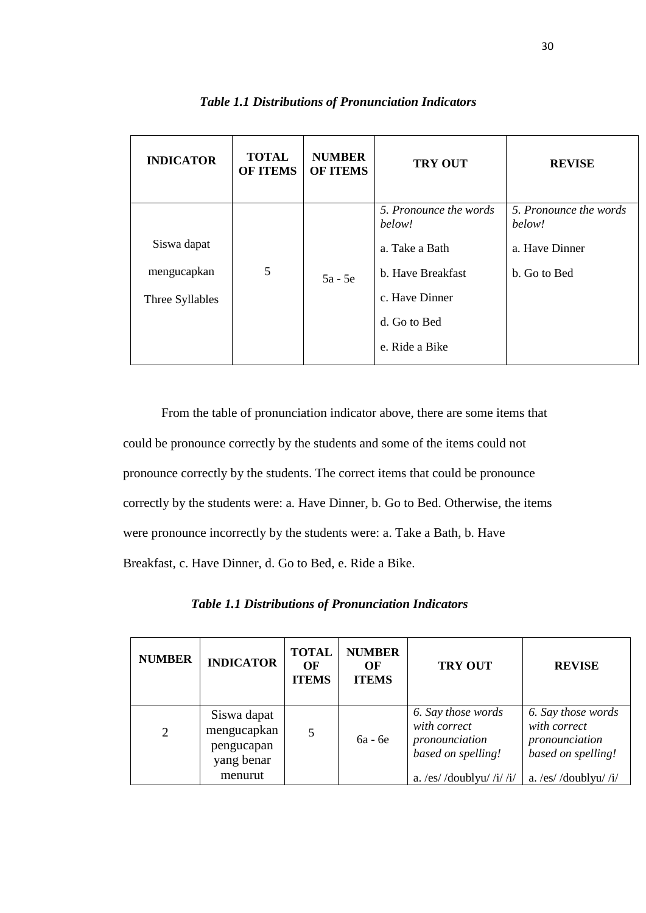*Table 1.1 Distributions of Pronunciation Indicators*

| INDICATOR | TOTAL OF ITEMS | NUMBER OF ITEMS | TRY OUT | REVISE |
|---|---|---|---|---|
| Siswa dapat mengucapkan Three Syllables | 5 | 5a - 5e | *5. Pronounce the words below!*<br>a. Take a Bath<br>b. Have Breakfast<br>c. Have Dinner<br>d. Go to Bed<br>e. Ride a Bike | *5. Pronounce the words below!*<br>a. Have Dinner<br>b. Go to Bed |

From the table of pronunciation indicator above, there are some items that could be pronounce correctly by the students and some of the items could not pronounce correctly by the students. The correct items that could be pronounce correctly by the students were: a. Have Dinner, b. Go to Bed. Otherwise, the items were pronounce incorrectly by the students were: a. Take a Bath, b. Have Breakfast, c. Have Dinner, d. Go to Bed, e. Ride a Bike.

*Table 1.1 Distributions of Pronunciation Indicators*

| NUMBER | INDICATOR | TOTAL OF ITEMS | NUMBER OF ITEMS | TRY OUT | REVISE |
|---|---|---|---|---|---|
| 2 | Siswa dapat mengucapkan pengucapan yang benar menurut | 5 | 6a - 6e | *6. Say those words with correct pronounciation based on spelling!*<br>a. /es/ /doublyu/ /i/ /i/ | *6. Say those words with correct pronounciation based on spelling!*<br>a. /es/ /doublyu/ /i/ |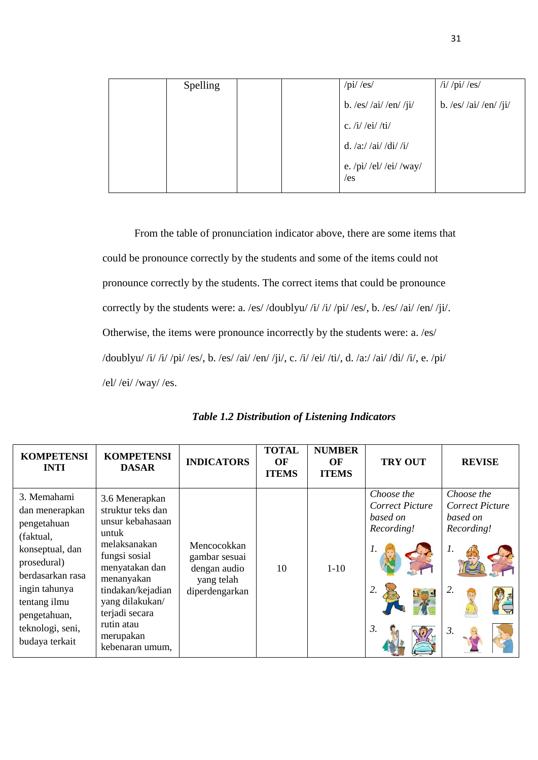| | Spelling | | | /pi/ /es/<br>b. /es/ /ai/ /en/ /ji/<br>c. /i/ /ei/ /ti/<br>d. /a:/ /ai/ /di/ /i/<br>e. /pi/ /el/ /ei/ /way/ /es | /i/ /pi/ /es/<br>b. /es/ /ai/ /en/ /ji/ |
|---|---|---|---|---|---|

From the table of pronunciation indicator above, there are some items that could be pronounce correctly by the students and some of the items could not pronounce correctly by the students. The correct items that could be pronounce correctly by the students were: a. /es/ /doublyu/ /i/ /i/ /pi/ /es/, b. /es/ /ai/ /en/ /ji/. Otherwise, the items were pronounce incorrectly by the students were: a. /es/ /doublyu/ /i/ /i/ /pi/ /es/, b. /es/ /ai/ /en/ /ji/, c. /i/ /ei/ /ti/, d. /a:/ /ai/ /di/ /i/, e. /pi/ /el/ /ei/ /way/ /es.

***Table 1.2 Distribution of Listening Indicators***

| KOMPETENSI INTI | KOMPETENSI DASAR | INDICATORS | TOTAL OF ITEMS | NUMBER OF ITEMS | TRY OUT | REVISE |
|---|---|---|---|---|---|---|
| 3. Memahami dan menerapkan pengetahuan (faktual, konseptual, dan prosedural) berdasarkan rasa ingin tahunya tentang ilmu pengetahuan, teknologi, seni, budaya terkait | 3.6 Menerapkan struktur teks dan unsur kebahasaan untuk melaksanakan fungsi sosial menyatakan dan menanyakan tindakan/kejadian yang dilakukan/ terjadi secara rutin atau merupakan kebenaran umum, | Mencocokkan gambar sesuai dengan audio yang telah diperdengarkan | 10 | 1-10 | *Choose the Correct Picture based on Recording!*<br>*1.*<br>*2.*<br>*3.* | *Choose the Correct Picture based on Recording!*<br>*1.*<br>*2.*<br>*3.* |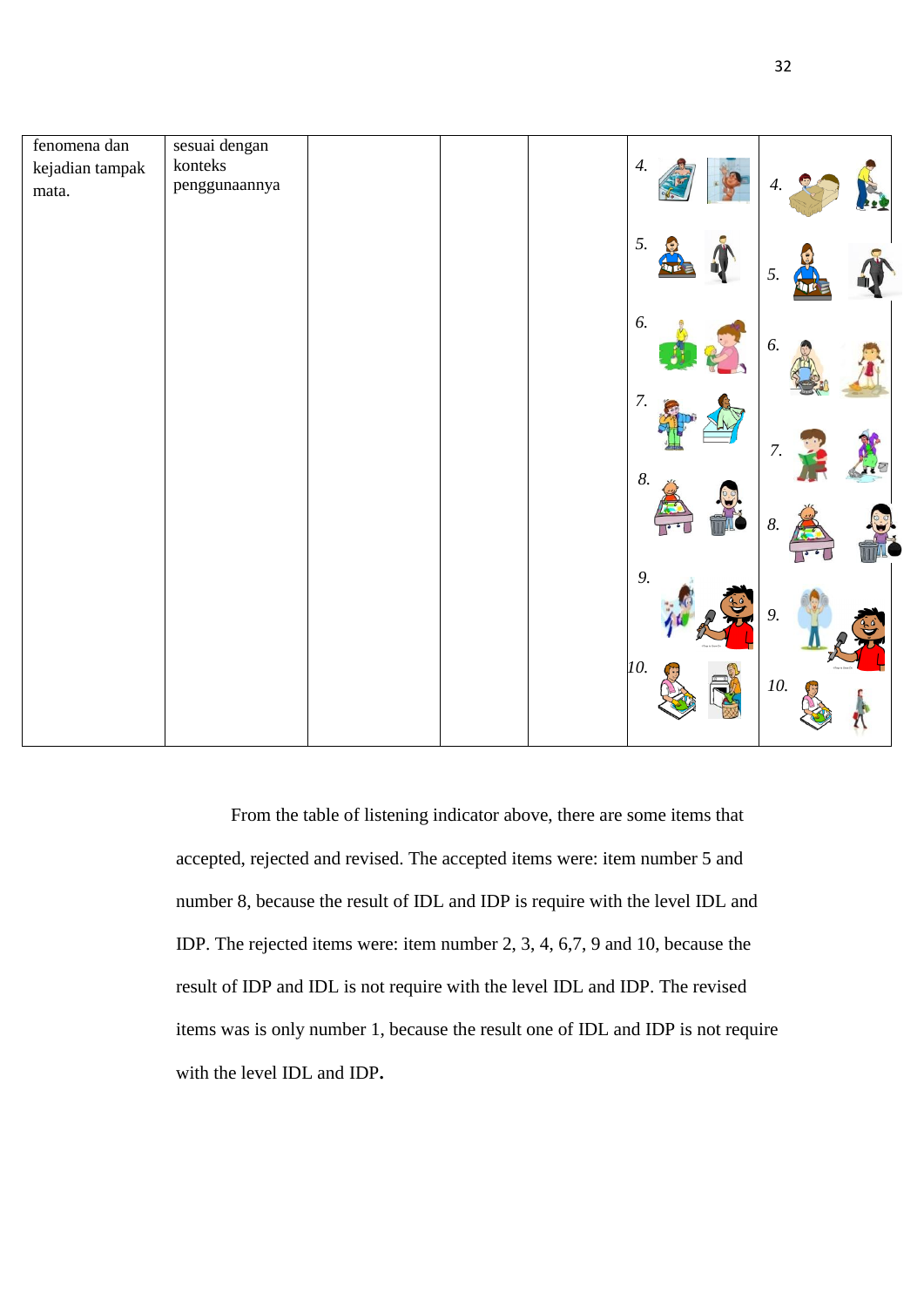| fenomena dan kejadian tampak mata. | sesuai dengan konteks penggunaannya | | | | 4.<br>5.<br>6.<br>7.<br>8.<br>9.<br>10. | 4.<br>5.<br>6.<br>7.<br>8.<br>9.<br>10. |
|---|---|---|---|---|---|---|

From the table of listening indicator above, there are some items that accepted, rejected and revised. The accepted items were: item number 5 and number 8, because the result of IDL and IDP is require with the level IDL and IDP. The rejected items were: item number 2, 3, 4, 6,7, 9 and 10, because the result of IDP and IDL is not require with the level IDL and IDP. The revised items was is only number 1, because the result one of IDL and IDP is not require with the level IDL and IDP**.**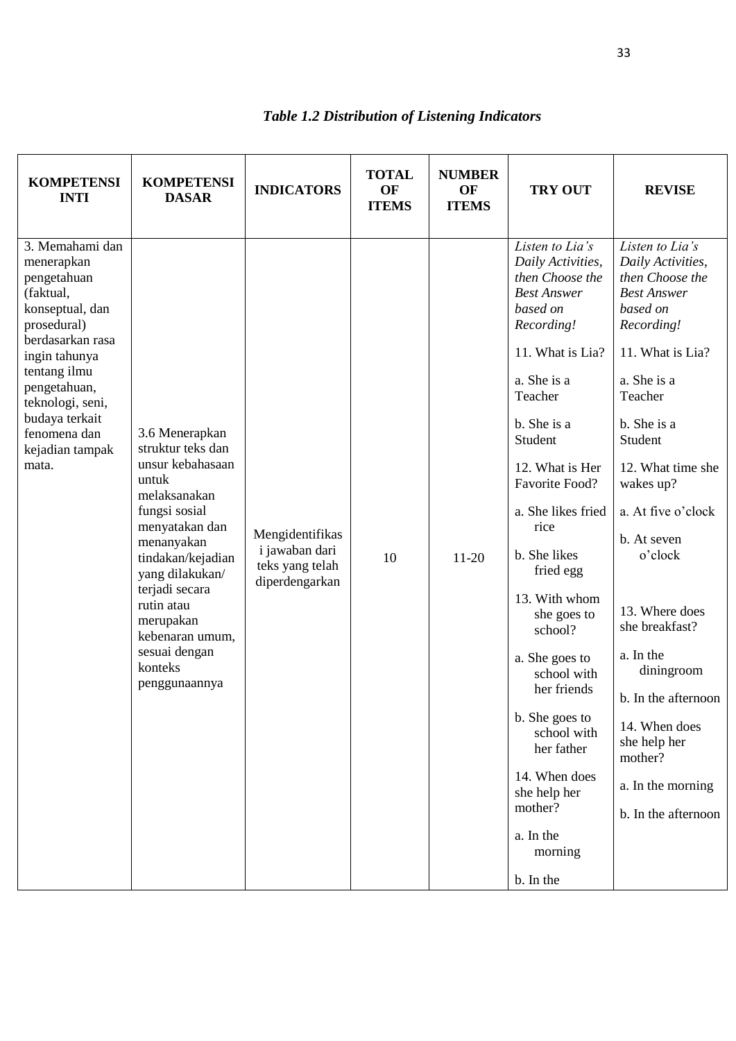*Table 1.2 Distribution of Listening Indicators*

| KOMPETENSI INTI | KOMPETENSI DASAR | INDICATORS | TOTAL OF ITEMS | NUMBER OF ITEMS | TRY OUT | REVISE |
|---|---|---|---|---|---|---|
| 3. Memahami dan menerapkan pengetahuan (faktual, konseptual, dan prosedural) berdasarkan rasa ingin tahunya tentang ilmu pengetahuan, teknologi, seni, budaya terkait fenomena dan kejadian tampak mata. | 3.6 Menerapkan struktur teks dan unsur kebahasaan untuk melaksanakan fungsi sosial menyatakan dan menanyakan tindakan/kejadian yang dilakukan/ terjadi secara rutin atau merupakan kebenaran umum, sesuai dengan konteks penggunaannya | Mengidentifikasi jawaban dari teks yang telah diperdengarkan | 10 | 11-20 | *Listen to Lia's Daily Activities, then Choose the Best Answer based on Recording!*<br>11. What is Lia?<br>a. She is a Teacher<br>b. She is a Student<br>12. What is Her Favorite Food?<br>a. She likes fried rice<br>b. She likes fried egg<br>13. With whom she goes to school?<br>a. She goes to school with her friends<br>b. She goes to school with her father<br>14. When does she help her mother?<br>a. In the morning<br>b. In the | *Listen to Lia's Daily Activities, then Choose the Best Answer based on Recording!*<br>11. What is Lia?<br>a. She is a Teacher<br>b. She is a Student<br>12. What time she wakes up?<br>a. At five o'clock<br>b. At seven o'clock<br>13. Where does she breakfast?<br>a. In the diningroom<br>b. In the afternoon<br>14. When does she help her mother?<br>a. In the morning<br>b. In the afternoon |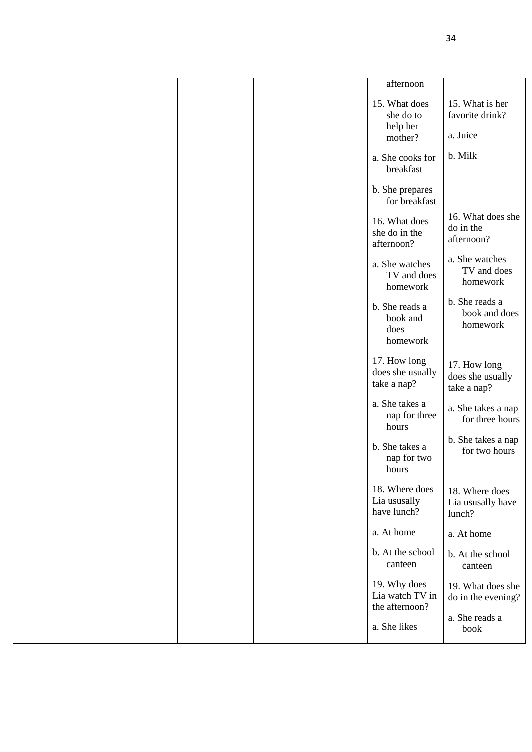| | | | | | | |
|---|---|---|---|---|---|---|
| | | | | | afternoon<br><br>15. What does she do to help her mother?<br><br>a. She cooks for breakfast<br><br>b. She prepares for breakfast<br><br>16. What does she do in the afternoon?<br><br>a. She watches TV and does homework<br><br>b. She reads a book and does homework<br><br>17. How long does she usually take a nap?<br><br>a. She takes a nap for three hours<br><br>b. She takes a nap for two hours<br><br>18. Where does Lia ususally have lunch?<br><br>a. At home<br><br>b. At the school canteen<br><br>19. Why does Lia watch TV in the afternoon?<br><br>a. She likes | 15. What is her favorite drink?<br><br>a. Juice<br><br>b. Milk<br><br>16. What does she do in the afternoon?<br><br>a. She watches TV and does homework<br><br>b. She reads a book and does homework<br><br>17. How long does she usually take a nap?<br><br>a. She takes a nap for three hours<br><br>b. She takes a nap for two hours<br><br>18. Where does Lia ususally have lunch?<br><br>a. At home<br><br>b. At the school canteen<br><br>19. What does she do in the evening?<br><br>a. She reads a book |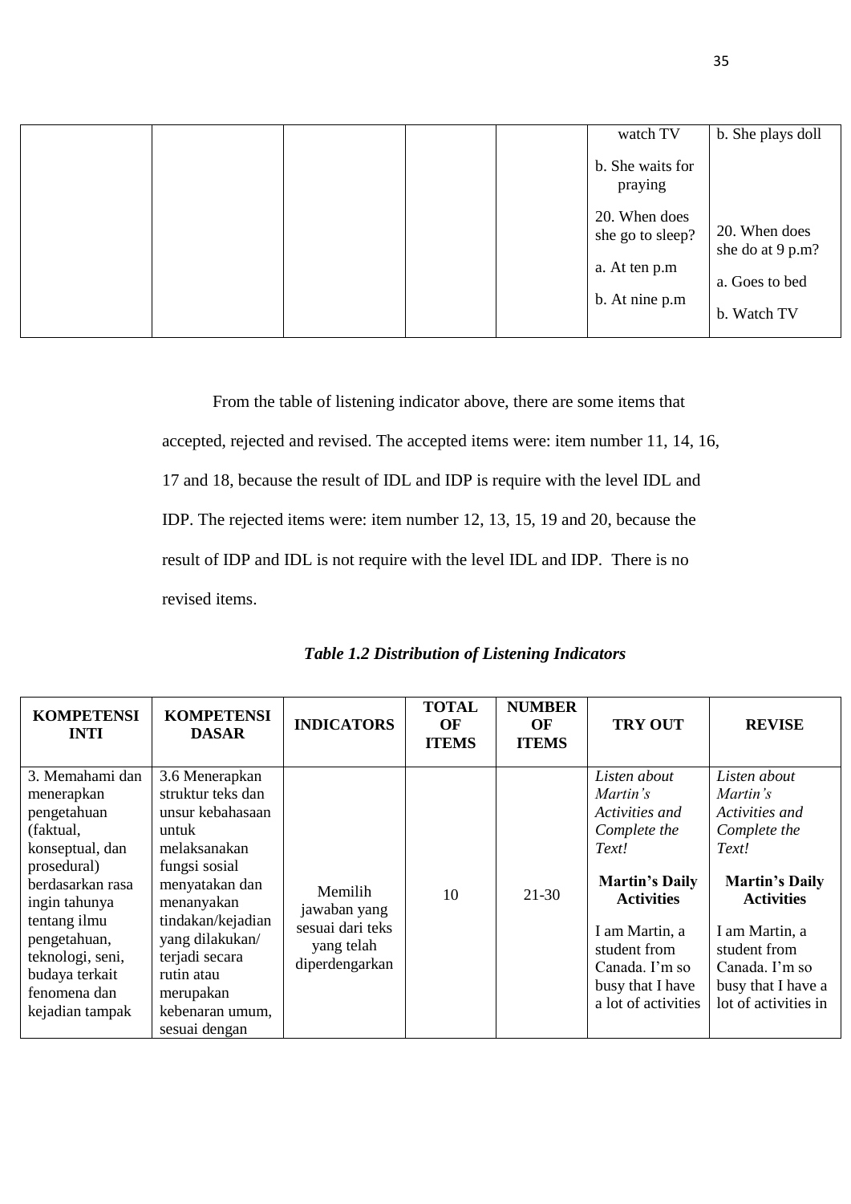| | | | | | watch TV<br><br>b. She waits for praying<br><br>20. When does she go to sleep?<br><br>a. At ten p.m<br><br>b. At nine p.m | b. She plays doll<br><br>20. When does she do at 9 p.m?<br><br>a. Goes to bed<br><br>b. Watch TV |
|---|---|---|---|---|---|---|

From the table of listening indicator above, there are some items that accepted, rejected and revised. The accepted items were: item number 11, 14, 16, 17 and 18, because the result of IDL and IDP is require with the level IDL and IDP. The rejected items were: item number 12, 13, 15, 19 and 20, because the result of IDP and IDL is not require with the level IDL and IDP. There is no revised items.

***Table 1.2 Distribution of Listening Indicators***

| KOMPETENSI INTI | KOMPETENSI DASAR | INDICATORS | TOTAL OF ITEMS | NUMBER OF ITEMS | TRY OUT | REVISE |
|---|---|---|---|---|---|---|
| 3. Memahami dan menerapkan pengetahuan (faktual, konseptual, dan prosedural) berdasarkan rasa ingin tahunya tentang ilmu pengetahuan, teknologi, seni, budaya terkait fenomena dan kejadian tampak | 3.6 Menerapkan struktur teks dan unsur kebahasaan untuk melaksanakan fungsi sosial menyatakan dan menanyakan tindakan/kejadian yang dilakukan/ terjadi secara rutin atau merupakan kebenaran umum, sesuai dengan | Memilih jawaban yang sesuai dari teks yang telah diperdengarkan | 10 | 21-30 | *Listen about Martin's Activities and Complete the Text!*<br><br>**Martin's Daily Activities**<br><br>I am Martin, a student from Canada. I'm so busy that I have a lot of activities | *Listen about Martin's Activities and Complete the Text!*<br><br>**Martin's Daily Activities**<br><br>I am Martin, a student from Canada. I'm so busy that I have a lot of activities in |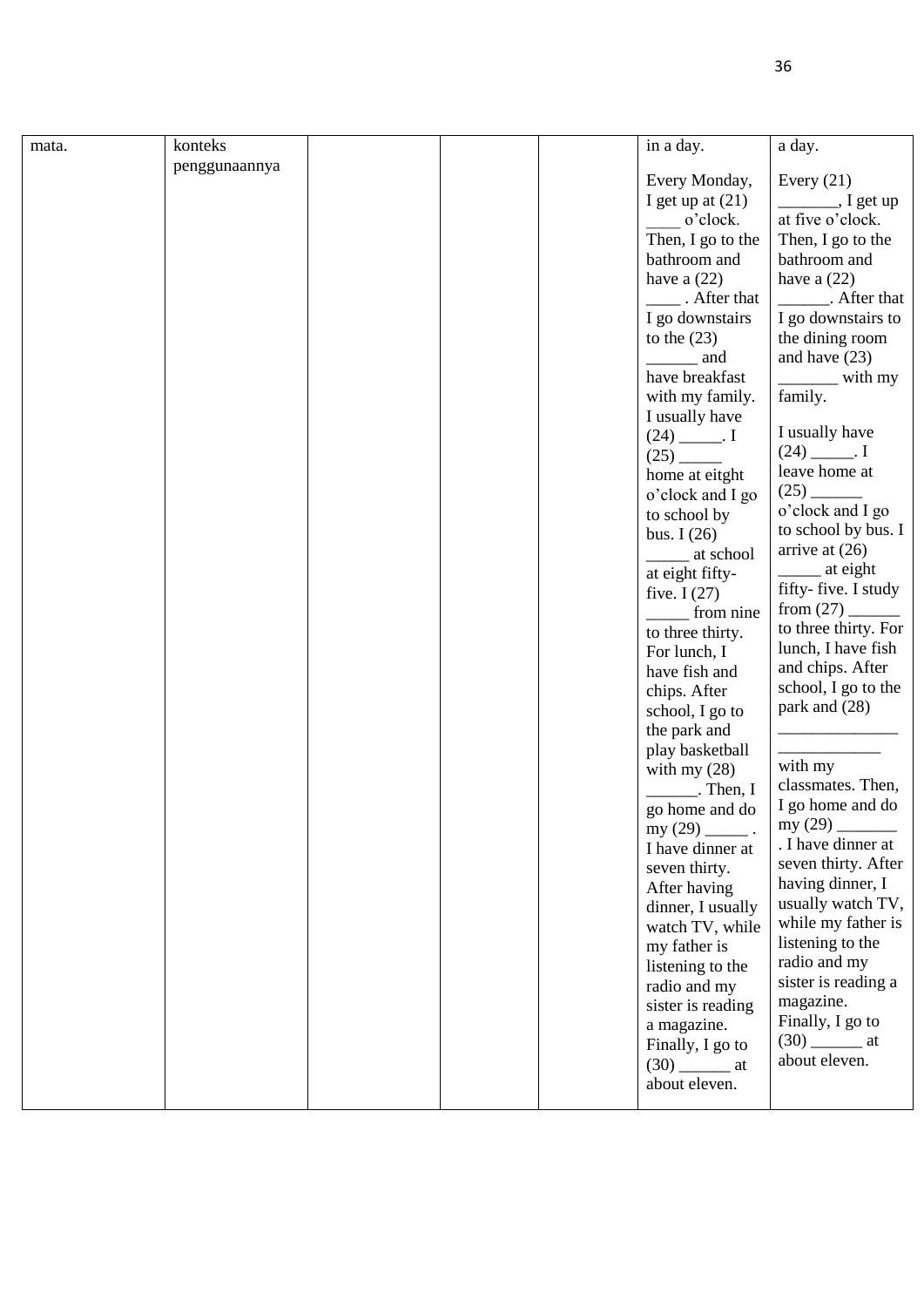| mata. | konteks penggunaannya | | | | in a day.<br><br>Every Monday, I get up at (21) ____ o'clock. Then, I go to the bathroom and have a (22) ____ . After that I go downstairs to the (23) ______ and have breakfast with my family. I usually have (24) _____. I (25) _____ home at eitght o'clock and I go to school by bus. I (26) _____ at school at eight fifty-five. I (27) _____ from nine to three thirty. For lunch, I have fish and chips. After school, I go to the park and play basketball with my (28) ______. Then, I go home and do my (29) _____ . I have dinner at seven thirty. After having dinner, I usually watch TV, while my father is listening to the radio and my sister is reading a magazine. Finally, I go to (30) ______ at about eleven. | a day.<br><br>Every (21) _______, I get up at five o'clock. Then, I go to the bathroom and have a (22) ______. After that I go downstairs to the dining room and have (23) _______ with my family.<br><br>I usually have (24) _____. I leave home at (25) ______ o'clock and I go to school by bus. I arrive at (26) _____ at eight fifty- five. I study from (27) ______ to three thirty. For lunch, I have fish and chips. After school, I go to the park and (28) ______________ ____________ with my classmates. Then, I go home and do my (29) _______ . I have dinner at seven thirty. After having dinner, I usually watch TV, while my father is listening to the radio and my sister is reading a magazine. Finally, I go to (30) ______ at about eleven. |
|---|---|---|---|---|---|---|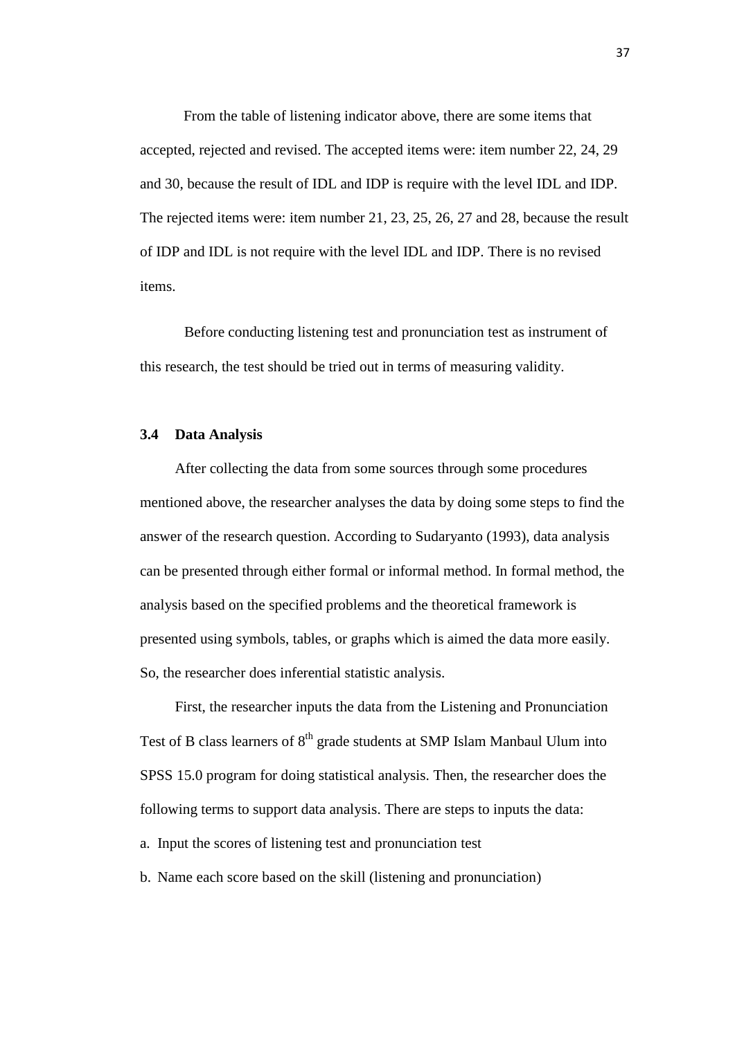From the table of listening indicator above, there are some items that accepted, rejected and revised. The accepted items were: item number 22, 24, 29 and 30, because the result of IDL and IDP is require with the level IDL and IDP. The rejected items were: item number 21, 23, 25, 26, 27 and 28, because the result of IDP and IDL is not require with the level IDL and IDP. There is no revised items.

Before conducting listening test and pronunciation test as instrument of this research, the test should be tried out in terms of measuring validity.

### 3.4 Data Analysis

After collecting the data from some sources through some procedures mentioned above, the researcher analyses the data by doing some steps to find the answer of the research question. According to Sudaryanto (1993), data analysis can be presented through either formal or informal method. In formal method, the analysis based on the specified problems and the theoretical framework is presented using symbols, tables, or graphs which is aimed the data more easily. So, the researcher does inferential statistic analysis.

First, the researcher inputs the data from the Listening and Pronunciation Test of B class learners of 8th grade students at SMP Islam Manbaul Ulum into SPSS 15.0 program for doing statistical analysis. Then, the researcher does the following terms to support data analysis. There are steps to inputs the data:

a. Input the scores of listening test and pronunciation test

b. Name each score based on the skill (listening and pronunciation)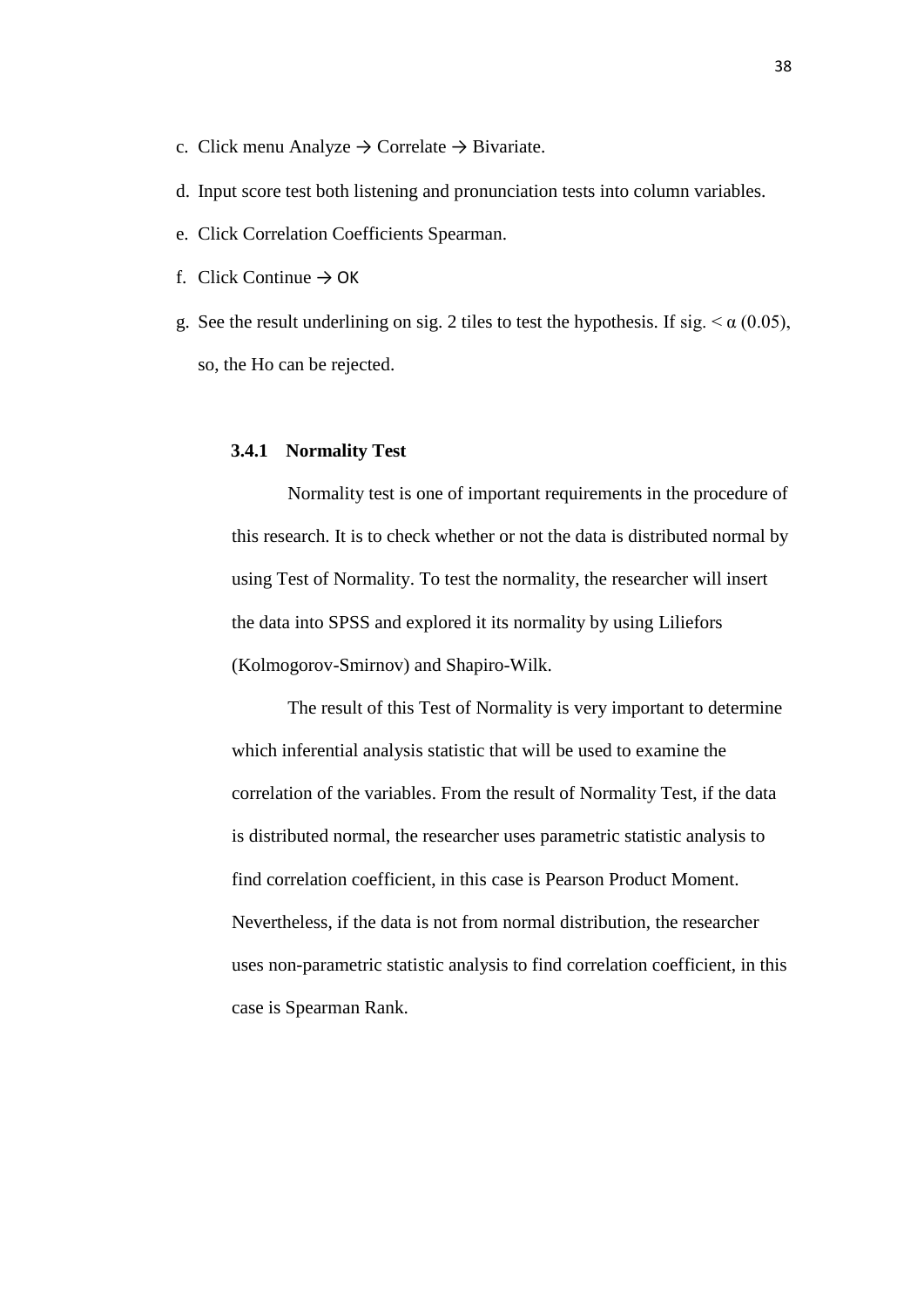c. Click menu Analyze → Correlate → Bivariate.
d. Input score test both listening and pronunciation tests into column variables.
e. Click Correlation Coefficients Spearman.
f. Click Continue → OK
g. See the result underlining on sig. 2 tiles to test the hypothesis. If sig. < α (0.05), so, the Ho can be rejected.

### 3.4.1 Normality Test

Normality test is one of important requirements in the procedure of this research. It is to check whether or not the data is distributed normal by using Test of Normality. To test the normality, the researcher will insert the data into SPSS and explored it its normality by using Liliefors (Kolmogorov-Smirnov) and Shapiro-Wilk.

The result of this Test of Normality is very important to determine which inferential analysis statistic that will be used to examine the correlation of the variables. From the result of Normality Test, if the data is distributed normal, the researcher uses parametric statistic analysis to find correlation coefficient, in this case is Pearson Product Moment. Nevertheless, if the data is not from normal distribution, the researcher uses non-parametric statistic analysis to find correlation coefficient, in this case is Spearman Rank.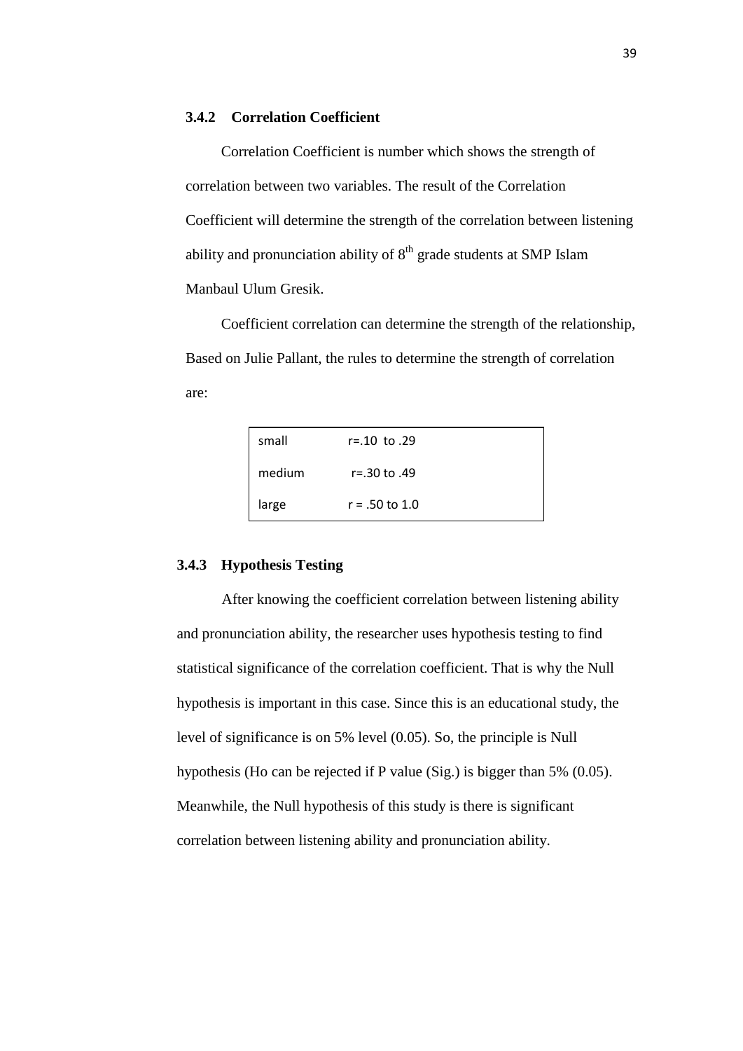### 3.4.2 Correlation Coefficient

Correlation Coefficient is number which shows the strength of correlation between two variables. The result of the Correlation Coefficient will determine the strength of the correlation between listening ability and pronunciation ability of $8^{th}$ grade students at SMP Islam Manbaul Ulum Gresik.

Coefficient correlation can determine the strength of the relationship, Based on Julie Pallant, the rules to determine the strength of correlation are:

| | |
|---|---|
| small | r=.10 to .29 |
| medium | r=.30 to .49 |
| large | r = .50 to 1.0 |

### 3.4.3 Hypothesis Testing

After knowing the coefficient correlation between listening ability and pronunciation ability, the researcher uses hypothesis testing to find statistical significance of the correlation coefficient. That is why the Null hypothesis is important in this case. Since this is an educational study, the level of significance is on 5% level (0.05). So, the principle is Null hypothesis (Ho can be rejected if P value (Sig.) is bigger than 5% (0.05). Meanwhile, the Null hypothesis of this study is there is significant correlation between listening ability and pronunciation ability.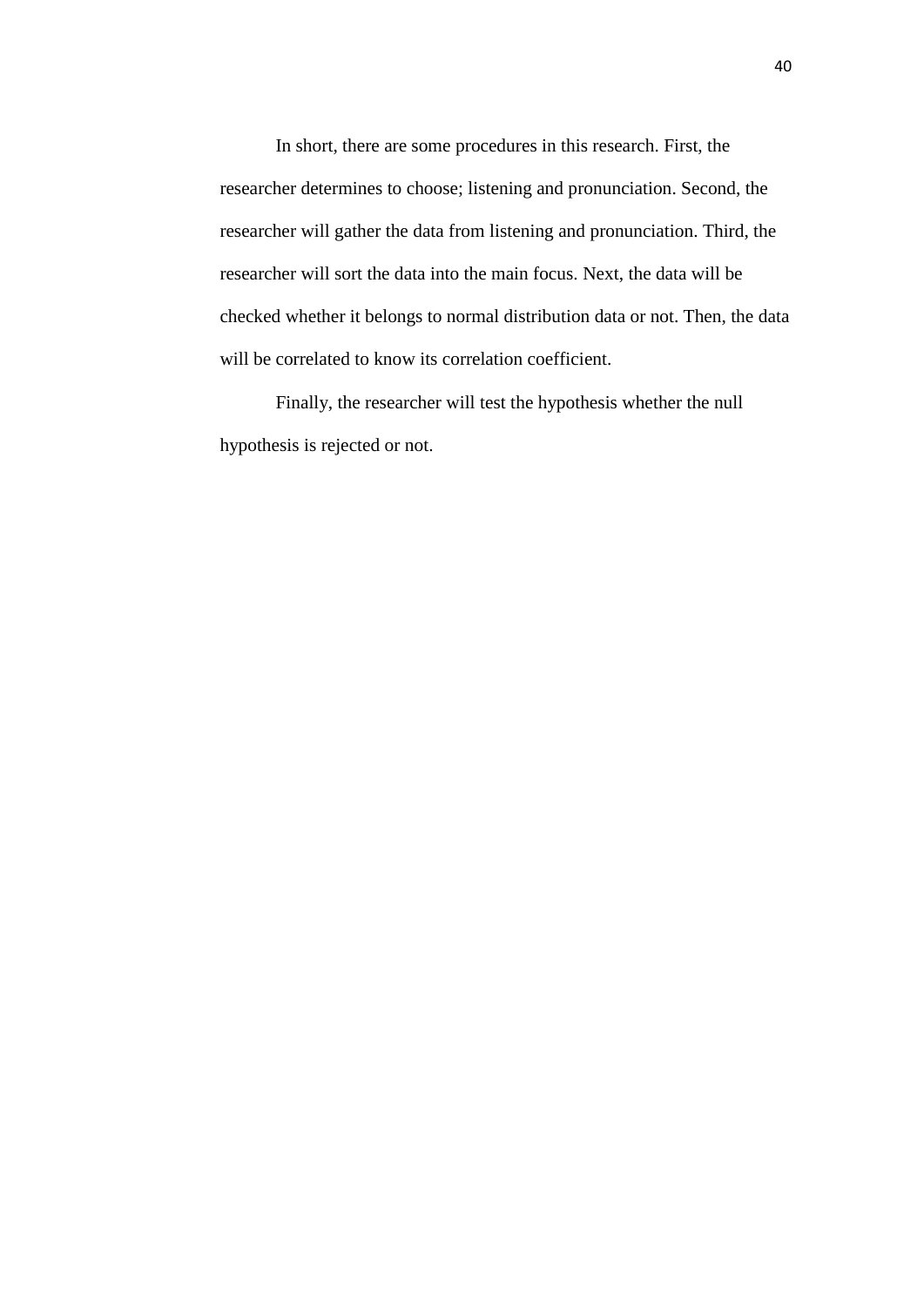In short, there are some procedures in this research. First, the researcher determines to choose; listening and pronunciation. Second, the researcher will gather the data from listening and pronunciation. Third, the researcher will sort the data into the main focus. Next, the data will be checked whether it belongs to normal distribution data or not. Then, the data will be correlated to know its correlation coefficient.

Finally, the researcher will test the hypothesis whether the null hypothesis is rejected or not.